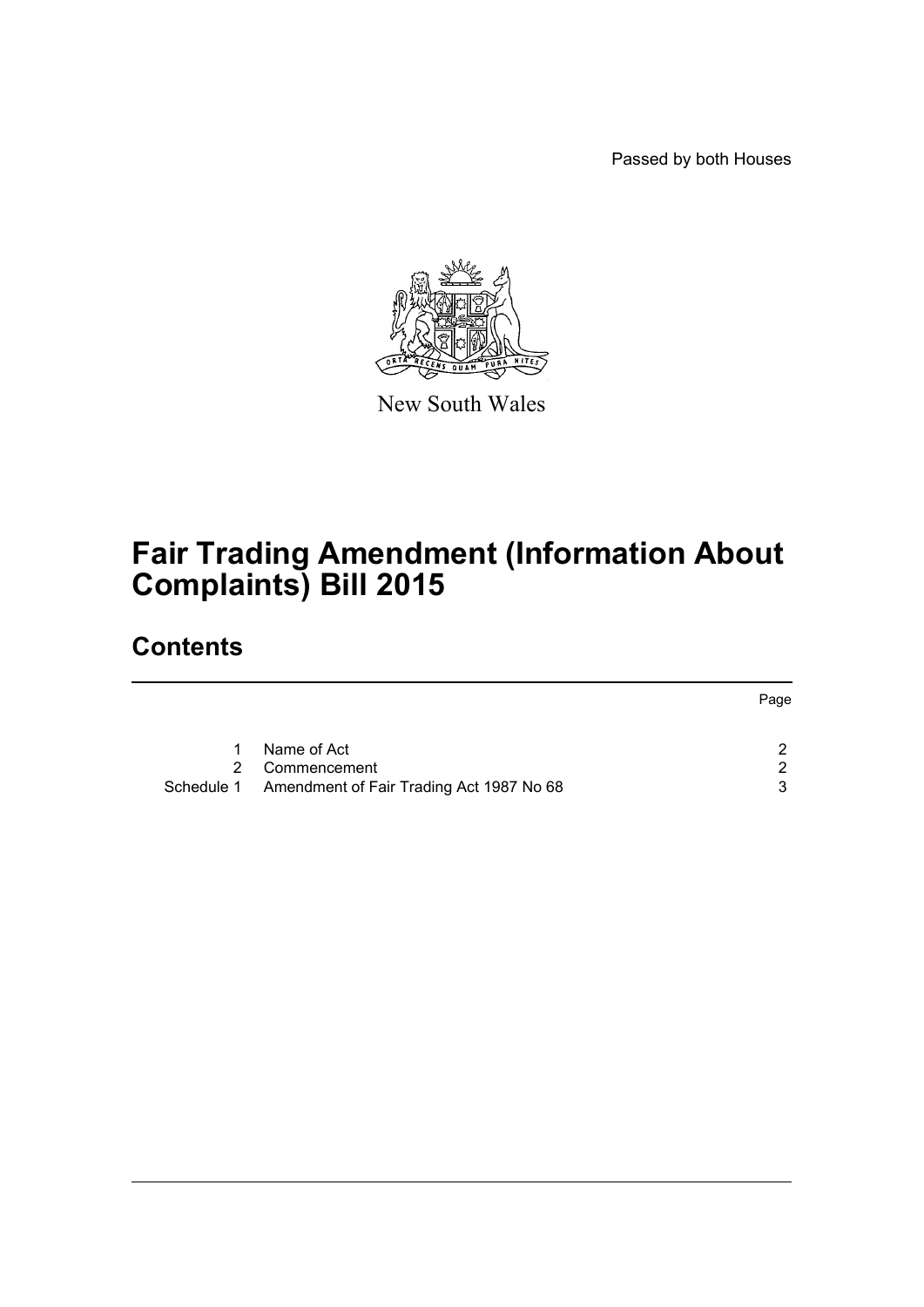Passed by both Houses

New South Wales

# Fair Trading Amendment (Information About Complaints) Bill 2015

## Contents

| | | Page |
|---|---|---|
| 1 | Name of Act | 2 |
| 2 | Commencement | 2 |
| Schedule 1 | Amendment of Fair Trading Act 1987 No 68 | 3 |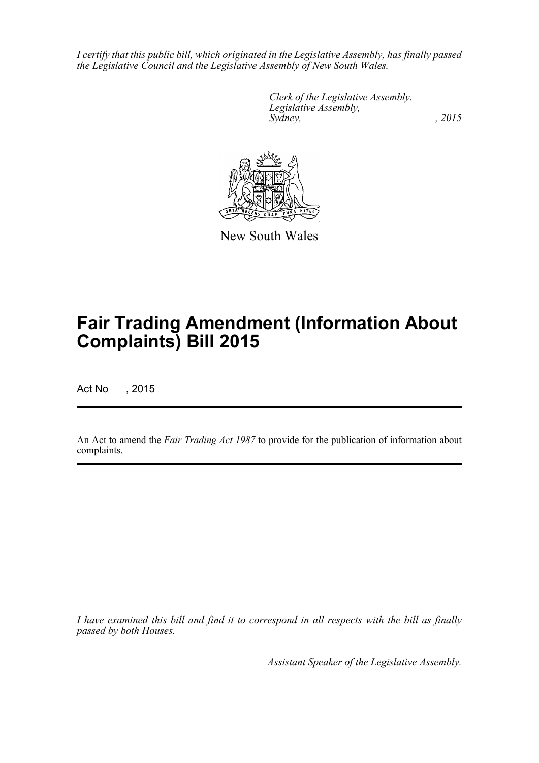*I certify that this public bill, which originated in the Legislative Assembly, has finally passed the Legislative Council and the Legislative Assembly of New South Wales.*

*Clerk of the Legislative Assembly.*
*Legislative Assembly,*
*Sydney, , 2015*

New South Wales

# Fair Trading Amendment (Information About Complaints) Bill 2015

Act No , 2015

An Act to amend the *Fair Trading Act 1987* to provide for the publication of information about complaints.

*I have examined this bill and find it to correspond in all respects with the bill as finally passed by both Houses.*

*Assistant Speaker of the Legislative Assembly.*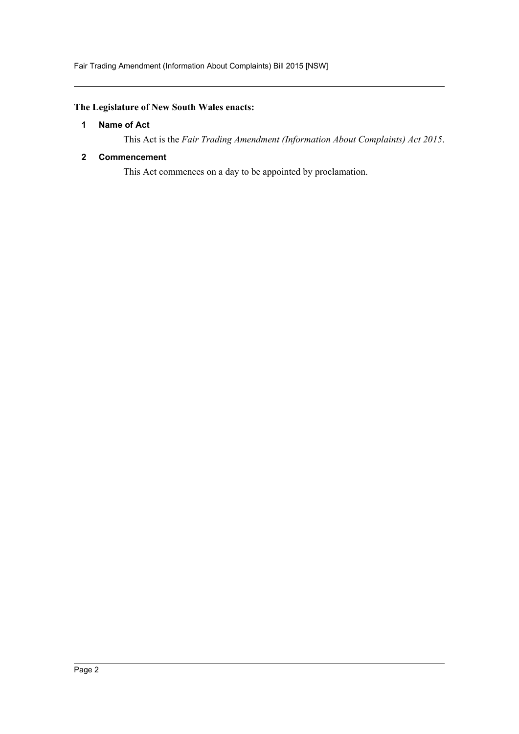**The Legislature of New South Wales enacts:**

## 1 Name of Act

This Act is the *Fair Trading Amendment (Information About Complaints) Act 2015*.

## 2 Commencement

This Act commences on a day to be appointed by proclamation.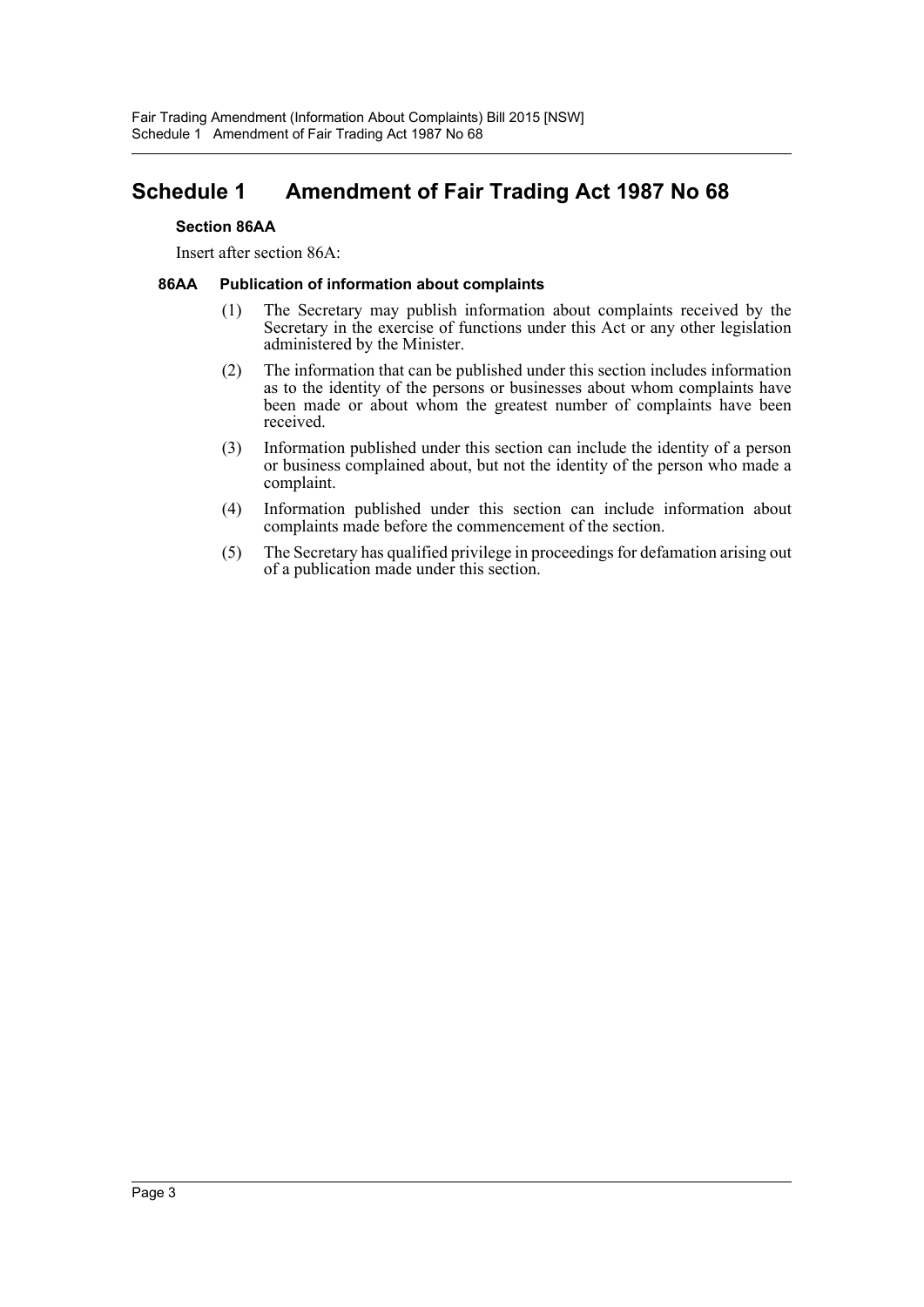## Schedule 1 Amendment of Fair Trading Act 1987 No 68

**Section 86AA**

Insert after section 86A:

**86AA Publication of information about complaints**

(1) The Secretary may publish information about complaints received by the Secretary in the exercise of functions under this Act or any other legislation administered by the Minister.

(2) The information that can be published under this section includes information as to the identity of the persons or businesses about whom complaints have been made or about whom the greatest number of complaints have been received.

(3) Information published under this section can include the identity of a person or business complained about, but not the identity of the person who made a complaint.

(4) Information published under this section can include information about complaints made before the commencement of the section.

(5) The Secretary has qualified privilege in proceedings for defamation arising out of a publication made under this section.